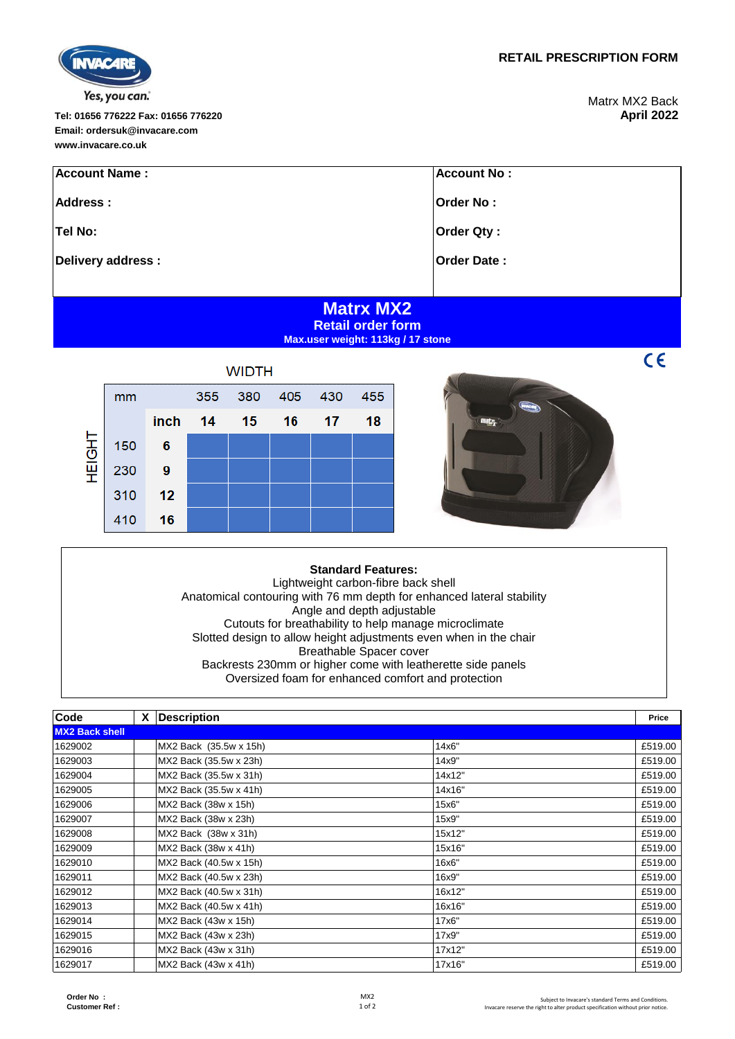**RETAIL PRESCRIPTION FORM**

Matrx MX2 Back
**April 2022**

**Tel: 01656 776222 Fax: 01656 776220**
**Email: ordersuk@invacare.com**
**www.invacare.co.uk**

| **Account Name :** | **Account No :** |
|---|---|
| **Address :** | **Order No :** |
| **Tel No:** | **Order Qty :** |
| **Delivery address :** | **Order Date :** |

# Matrx MX2

## Retail order form

**Max.user weight: 113kg / 17 stone**

CE

WIDTH

| HEIGHT mm | inch | 355 / 14 | 380 / 15 | 405 / 16 | 430 / 17 | 455 / 18 |
|---|---|---|---|---|---|---|
| 150 | 6 | | | | | |
| 230 | 9 | | | | | |
| 310 | 12 | | | | | |
| 410 | 16 | | | | | |

**Standard Features:**

Lightweight carbon-fibre back shell
Anatomical contouring with 76 mm depth for enhanced lateral stability
Angle and depth adjustable
Cutouts for breathability to help manage microclimate
Slotted design to allow height adjustments even when in the chair
Breathable Spacer cover
Backrests 230mm or higher come with leatherette side panels
Oversized foam for enhanced comfort and protection

| Code | X | Description | | Price |
|---|---|---|---|---|
| **MX2 Back shell** | | | | |
| 1629002 | | MX2 Back (35.5w x 15h) | 14x6" | £519.00 |
| 1629003 | | MX2 Back (35.5w x 23h) | 14x9" | £519.00 |
| 1629004 | | MX2 Back (35.5w x 31h) | 14x12" | £519.00 |
| 1629005 | | MX2 Back (35.5w x 41h) | 14x16" | £519.00 |
| 1629006 | | MX2 Back (38w x 15h) | 15x6" | £519.00 |
| 1629007 | | MX2 Back (38w x 23h) | 15x9" | £519.00 |
| 1629008 | | MX2 Back (38w x 31h) | 15x12" | £519.00 |
| 1629009 | | MX2 Back (38w x 41h) | 15x16" | £519.00 |
| 1629010 | | MX2 Back (40.5w x 15h) | 16x6" | £519.00 |
| 1629011 | | MX2 Back (40.5w x 23h) | 16x9" | £519.00 |
| 1629012 | | MX2 Back (40.5w x 31h) | 16x12" | £519.00 |
| 1629013 | | MX2 Back (40.5w x 41h) | 16x16" | £519.00 |
| 1629014 | | MX2 Back (43w x 15h) | 17x6" | £519.00 |
| 1629015 | | MX2 Back (43w x 23h) | 17x9" | £519.00 |
| 1629016 | | MX2 Back (43w x 31h) | 17x12" | £519.00 |
| 1629017 | | MX2 Back (43w x 41h) | 17x16" | £519.00 |

**Order No :**
**Customer Ref :**

Subject to Invacare's standard Terms and Conditions.
Invacare reserve the right to alter product specification without prior notice.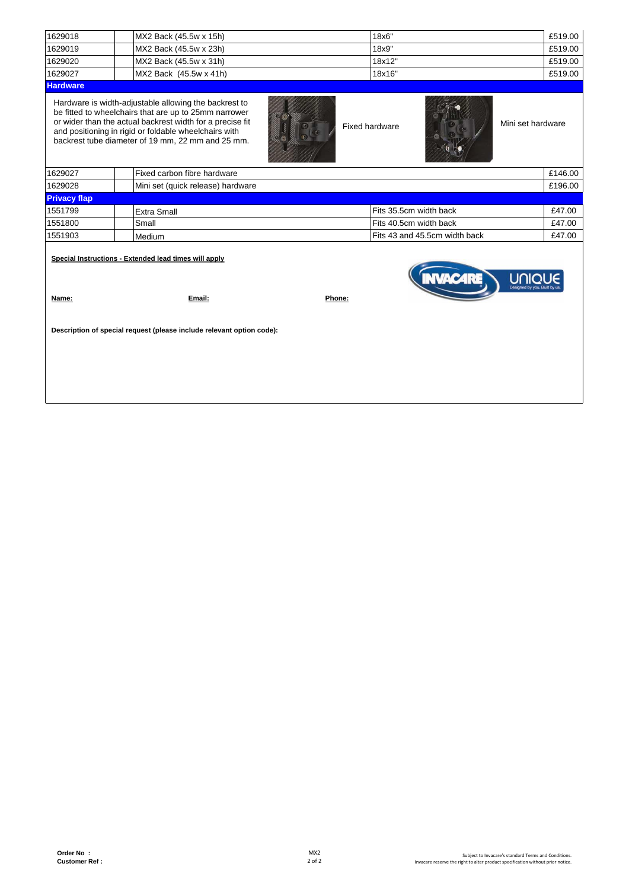| | | | | |
|---|---|---|---|---|
| 1629018 | | MX2 Back (45.5w x 15h) | 18x6" | £519.00 |
| 1629019 | | MX2 Back (45.5w x 23h) | 18x9" | £519.00 |
| 1629020 | | MX2 Back (45.5w x 31h) | 18x12" | £519.00 |
| 1629027 | | MX2 Back (45.5w x 41h) | 18x16" | £519.00 |

### Hardware

Hardware is width-adjustable allowing the backrest to be fitted to wheelchairs that are up to 25mm narrower or wider than the actual backrest width for a precise fit and positioning in rigid or foldable wheelchairs with backrest tube diameter of 19 mm, 22 mm and 25 mm.

Fixed hardware

Mini set hardware

| | | | |
|---|---|---|---|
| 1629027 | | Fixed carbon fibre hardware | £146.00 |
| 1629028 | | Mini set (quick release) hardware | £196.00 |

### Privacy flap

| | | | | |
|---|---|---|---|---|
| 1551799 | | Extra Small | Fits 35.5cm width back | £47.00 |
| 1551800 | | Small | Fits 40.5cm width back | £47.00 |
| 1551903 | | Medium | Fits 43 and 45.5cm width back | £47.00 |

**Special Instructions - Extended lead times will apply**

INVACARE UNIQUE Designed by you. Built by us.

**Name:** **Email:** **Phone:**

**Description of special request (please include relevant option code):**

**Order No :**
**Customer Ref :**

Subject to Invacare's standard Terms and Conditions.
Invacare reserve the right to alter product specification without prior notice.